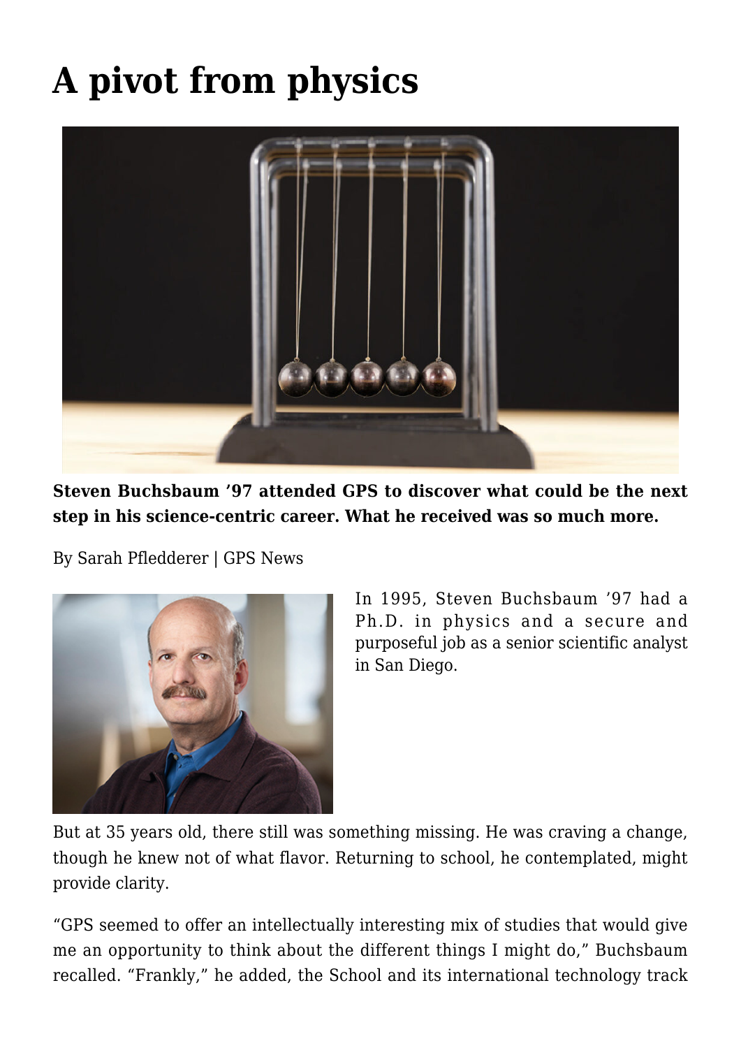# A pivot from physics

**Steven Buchsbaum '97 attended GPS to discover what could be the next step in his science-centric career. What he received was so much more.**

By Sarah Pfledderer | GPS News

In 1995, Steven Buchsbaum '97 had a Ph.D. in physics and a secure and purposeful job as a senior scientific analyst in San Diego.

But at 35 years old, there still was something missing. He was craving a change, though he knew not of what flavor. Returning to school, he contemplated, might provide clarity.

"GPS seemed to offer an intellectually interesting mix of studies that would give me an opportunity to think about the different things I might do," Buchsbaum recalled. "Frankly," he added, the School and its international technology track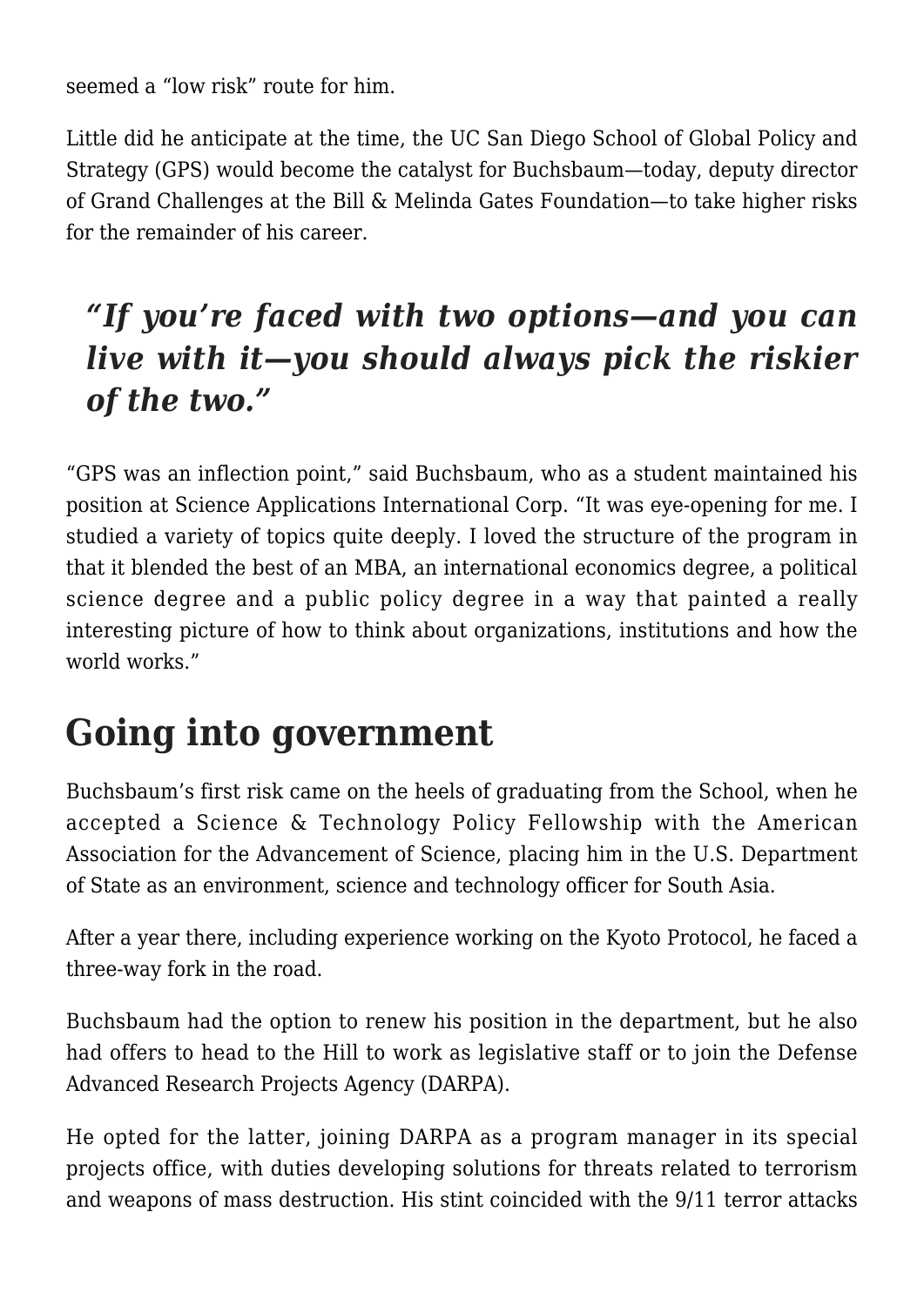seemed a "low risk" route for him.

Little did he anticipate at the time, the UC San Diego School of Global Policy and Strategy (GPS) would become the catalyst for Buchsbaum—today, deputy director of Grand Challenges at the Bill & Melinda Gates Foundation—to take higher risks for the remainder of his career.

> ***"If you're faced with two options—and you can live with it—you should always pick the riskier of the two."***

"GPS was an inflection point," said Buchsbaum, who as a student maintained his position at Science Applications International Corp. "It was eye-opening for me. I studied a variety of topics quite deeply. I loved the structure of the program in that it blended the best of an MBA, an international economics degree, a political science degree and a public policy degree in a way that painted a really interesting picture of how to think about organizations, institutions and how the world works."

## Going into government

Buchsbaum's first risk came on the heels of graduating from the School, when he accepted a Science & Technology Policy Fellowship with the American Association for the Advancement of Science, placing him in the U.S. Department of State as an environment, science and technology officer for South Asia.

After a year there, including experience working on the Kyoto Protocol, he faced a three-way fork in the road.

Buchsbaum had the option to renew his position in the department, but he also had offers to head to the Hill to work as legislative staff or to join the Defense Advanced Research Projects Agency (DARPA).

He opted for the latter, joining DARPA as a program manager in its special projects office, with duties developing solutions for threats related to terrorism and weapons of mass destruction. His stint coincided with the 9/11 terror attacks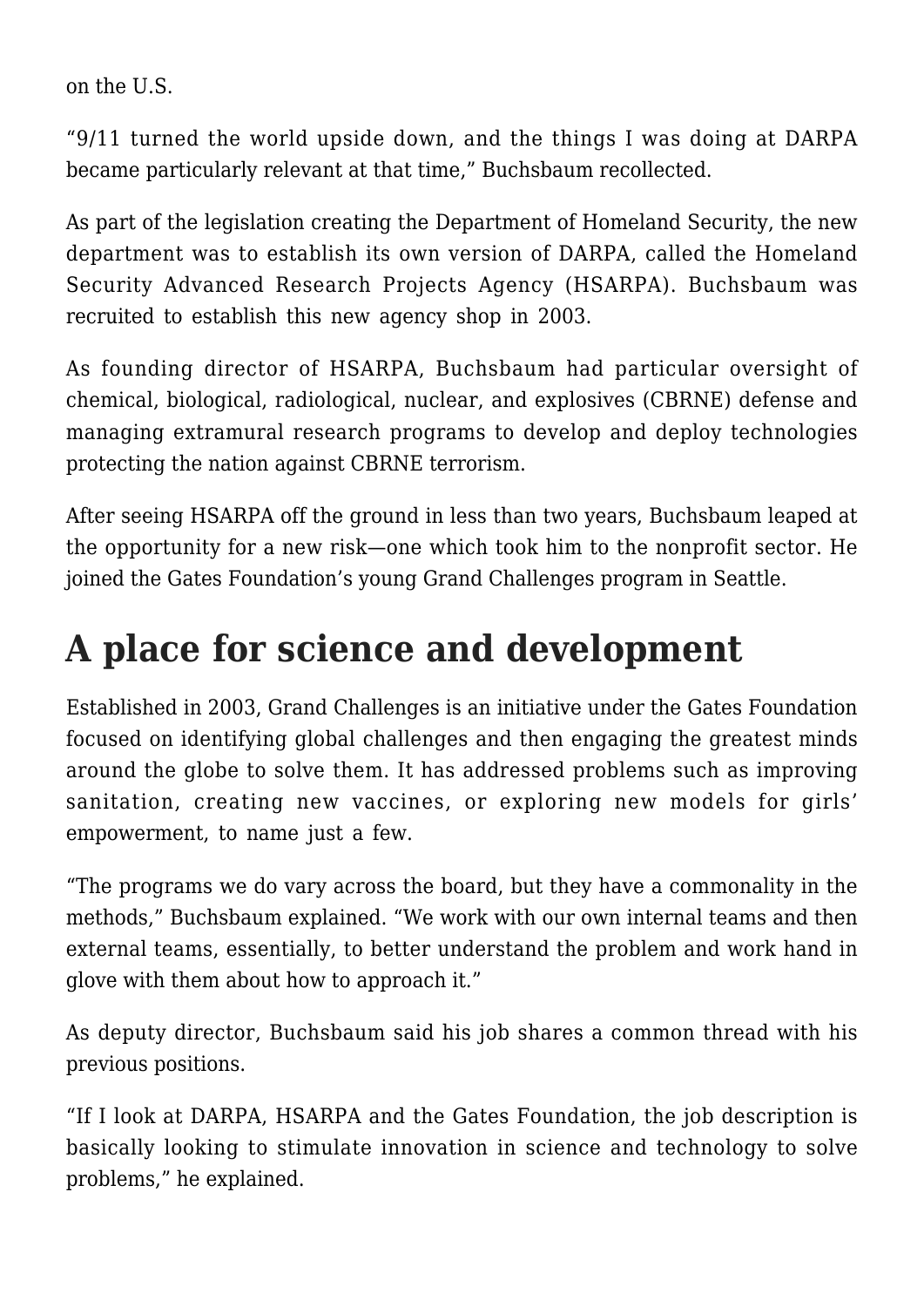on the U.S.

"9/11 turned the world upside down, and the things I was doing at DARPA became particularly relevant at that time," Buchsbaum recollected.

As part of the legislation creating the Department of Homeland Security, the new department was to establish its own version of DARPA, called the Homeland Security Advanced Research Projects Agency (HSARPA). Buchsbaum was recruited to establish this new agency shop in 2003.

As founding director of HSARPA, Buchsbaum had particular oversight of chemical, biological, radiological, nuclear, and explosives (CBRNE) defense and managing extramural research programs to develop and deploy technologies protecting the nation against CBRNE terrorism.

After seeing HSARPA off the ground in less than two years, Buchsbaum leaped at the opportunity for a new risk—one which took him to the nonprofit sector. He joined the Gates Foundation's young Grand Challenges program in Seattle.

## A place for science and development

Established in 2003, Grand Challenges is an initiative under the Gates Foundation focused on identifying global challenges and then engaging the greatest minds around the globe to solve them. It has addressed problems such as improving sanitation, creating new vaccines, or exploring new models for girls' empowerment, to name just a few.

"The programs we do vary across the board, but they have a commonality in the methods," Buchsbaum explained. "We work with our own internal teams and then external teams, essentially, to better understand the problem and work hand in glove with them about how to approach it."

As deputy director, Buchsbaum said his job shares a common thread with his previous positions.

"If I look at DARPA, HSARPA and the Gates Foundation, the job description is basically looking to stimulate innovation in science and technology to solve problems," he explained.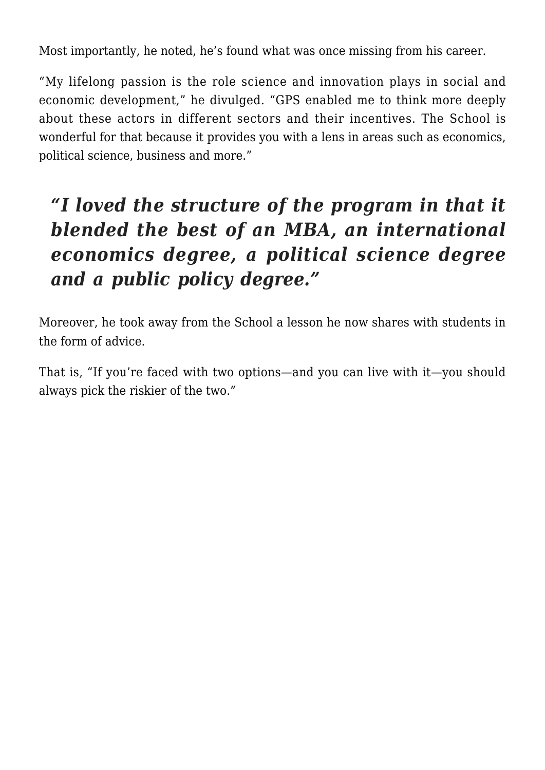Most importantly, he noted, he's found what was once missing from his career.

"My lifelong passion is the role science and innovation plays in social and economic development," he divulged. "GPS enabled me to think more deeply about these actors in different sectors and their incentives. The School is wonderful for that because it provides you with a lens in areas such as economics, political science, business and more."

> ***"I loved the structure of the program in that it blended the best of an MBA, an international economics degree, a political science degree and a public policy degree."***

Moreover, he took away from the School a lesson he now shares with students in the form of advice.

That is, "If you're faced with two options—and you can live with it—you should always pick the riskier of the two."